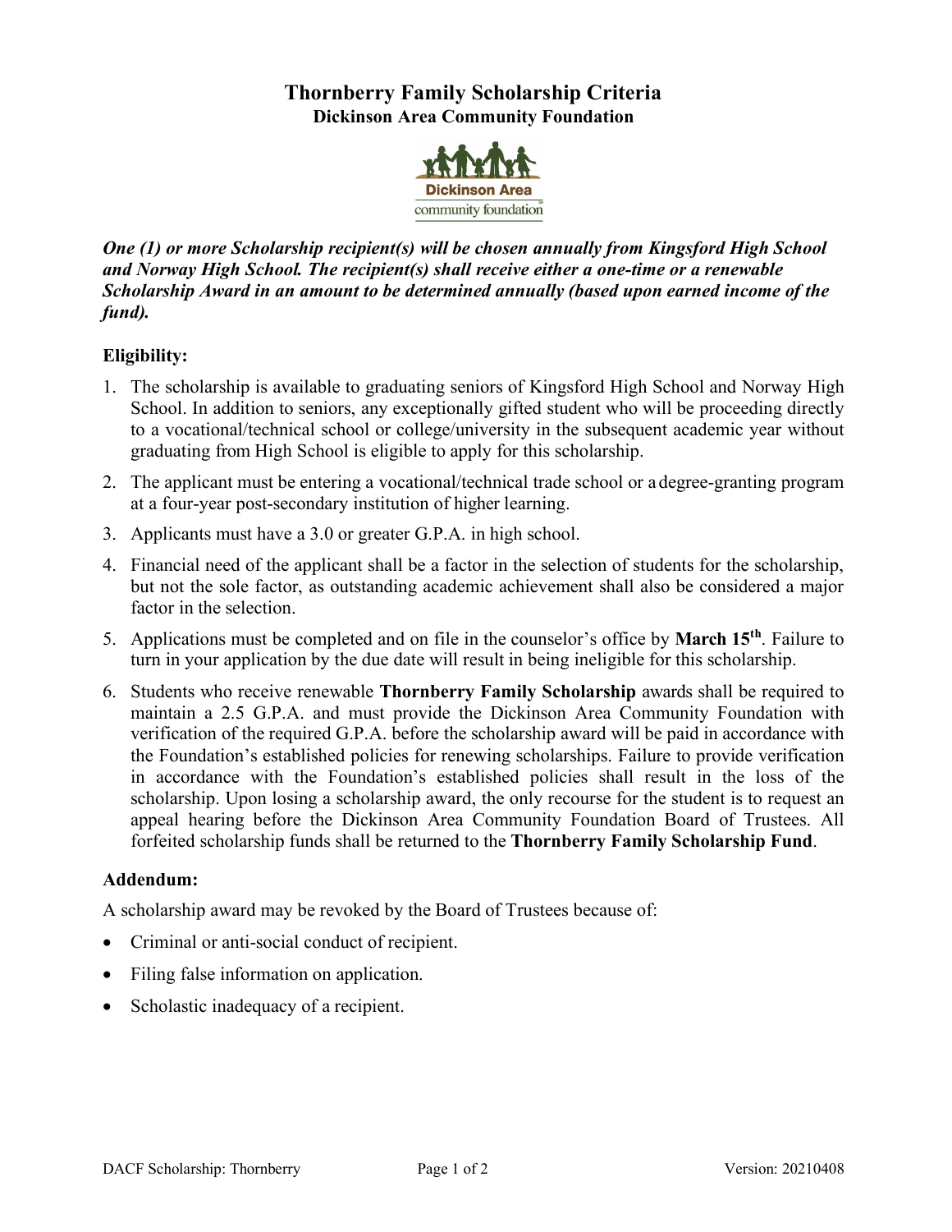# Thornberry Family Scholarship Criteria

## Dickinson Area Community Foundation

***One (1) or more Scholarship recipient(s) will be chosen annually from Kingsford High School and Norway High School. The recipient(s) shall receive either a one-time or a renewable Scholarship Award in an amount to be determined annually (based upon earned income of the fund).***

**Eligibility:**

1. The scholarship is available to graduating seniors of Kingsford High School and Norway High School. In addition to seniors, any exceptionally gifted student who will be proceeding directly to a vocational/technical school or college/university in the subsequent academic year without graduating from High School is eligible to apply for this scholarship.
2. The applicant must be entering a vocational/technical trade school or a degree-granting program at a four-year post-secondary institution of higher learning.
3. Applicants must have a 3.0 or greater G.P.A. in high school.
4. Financial need of the applicant shall be a factor in the selection of students for the scholarship, but not the sole factor, as outstanding academic achievement shall also be considered a major factor in the selection.
5. Applications must be completed and on file in the counselor's office by **March 15th**. Failure to turn in your application by the due date will result in being ineligible for this scholarship.
6. Students who receive renewable **Thornberry Family Scholarship** awards shall be required to maintain a 2.5 G.P.A. and must provide the Dickinson Area Community Foundation with verification of the required G.P.A. before the scholarship award will be paid in accordance with the Foundation's established policies for renewing scholarships. Failure to provide verification in accordance with the Foundation's established policies shall result in the loss of the scholarship. Upon losing a scholarship award, the only recourse for the student is to request an appeal hearing before the Dickinson Area Community Foundation Board of Trustees. All forfeited scholarship funds shall be returned to the **Thornberry Family Scholarship Fund**.

**Addendum:**

A scholarship award may be revoked by the Board of Trustees because of:

- Criminal or anti-social conduct of recipient.
- Filing false information on application.
- Scholastic inadequacy of a recipient.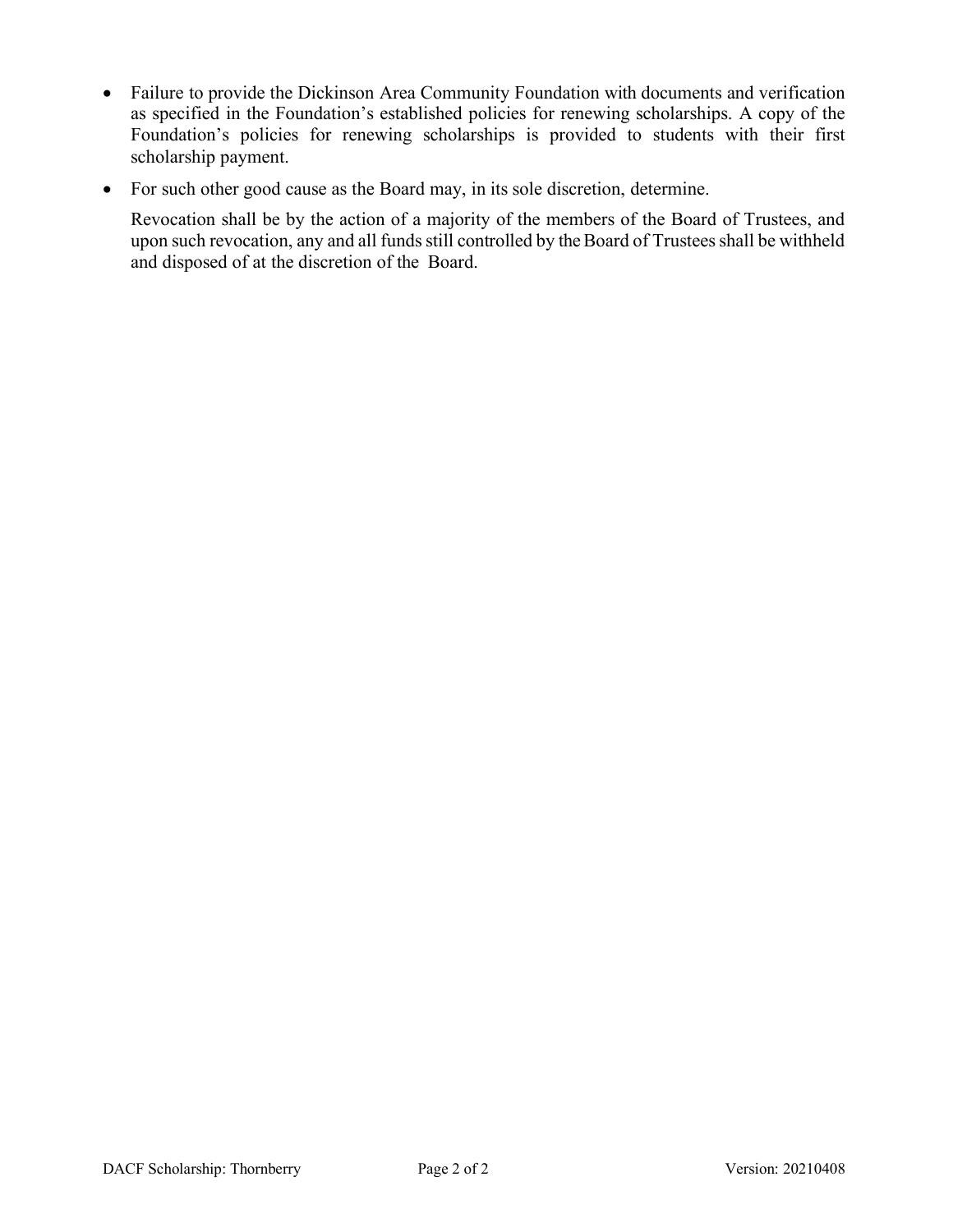- Failure to provide the Dickinson Area Community Foundation with documents and verification as specified in the Foundation's established policies for renewing scholarships. A copy of the Foundation's policies for renewing scholarships is provided to students with their first scholarship payment.
- For such other good cause as the Board may, in its sole discretion, determine.

  Revocation shall be by the action of a majority of the members of the Board of Trustees, and upon such revocation, any and all funds still controlled by the Board of Trustees shall be withheld and disposed of at the discretion of the Board.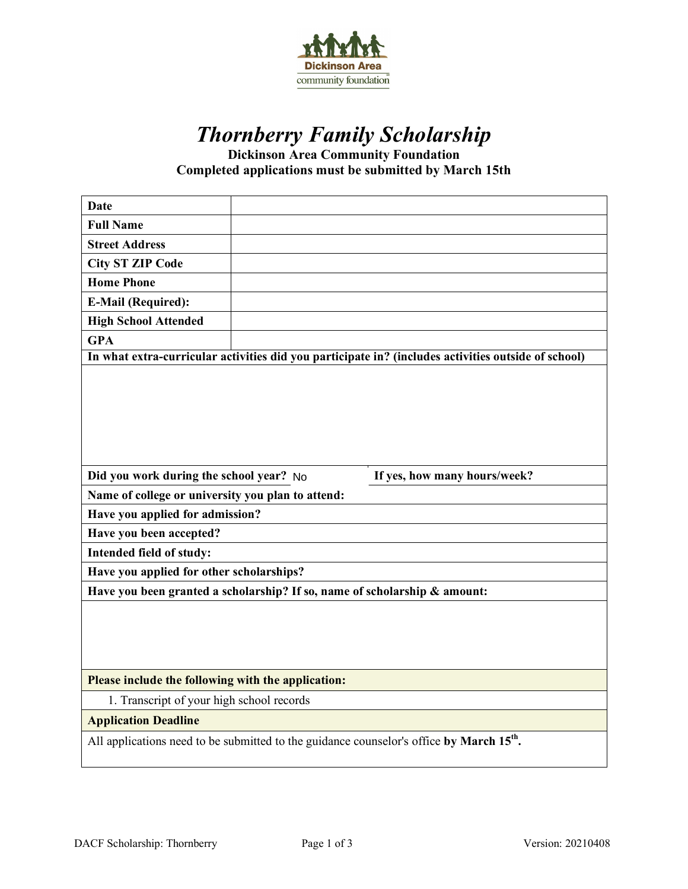Dickinson Area community foundation

# *Thornberry Family Scholarship*

**Dickinson Area Community Foundation**
**Completed applications must be submitted by March 15th**

| | |
|---|---|
| **Date** | |
| **Full Name** | |
| **Street Address** | |
| **City ST ZIP Code** | |
| **Home Phone** | |
| **E-Mail (Required):** | |
| **High School Attended** | |
| **GPA** | |

**In what extra-curricular activities did you participate in? (includes activities outside of school)**

**Did you work during the school year?** No **If yes, how many hours/week?**

**Name of college or university you plan to attend:**

**Have you applied for admission?**

**Have you been accepted?**

**Intended field of study:**

**Have you applied for other scholarships?**

**Have you been granted a scholarship? If so, name of scholarship & amount:**

**Please include the following with the application:**

1. Transcript of your high school records

**Application Deadline**

All applications need to be submitted to the guidance counselor's office **by March 15th.**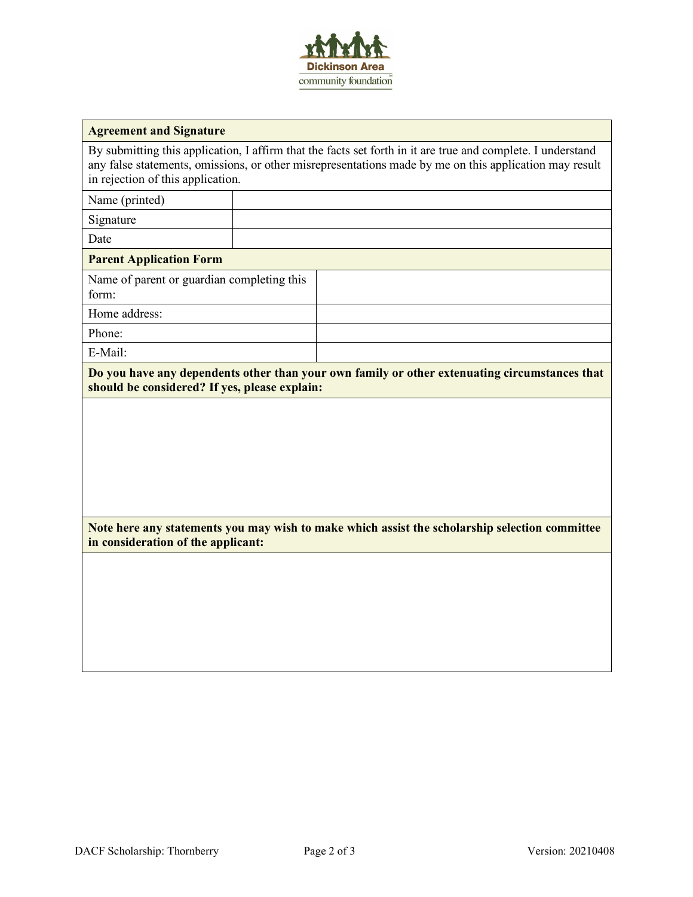**Dickinson Area community foundation**

| **Agreement and Signature** | |
|---|---|
| By submitting this application, I affirm that the facts set forth in it are true and complete. I understand any false statements, omissions, or other misrepresentations made by me on this application may result in rejection of this application. | |
| Name (printed) | |
| Signature | |
| Date | |

| **Parent Application Form** | |
|---|---|
| Name of parent or guardian completing this form: | |
| Home address: | |
| Phone: | |
| E-Mail: | |

| **Do you have any dependents other than your own family or other extenuating circumstances that should be considered? If yes, please explain:** |
|---|
| |

| **Note here any statements you may wish to make which assist the scholarship selection committee in consideration of the applicant:** |
|---|
| |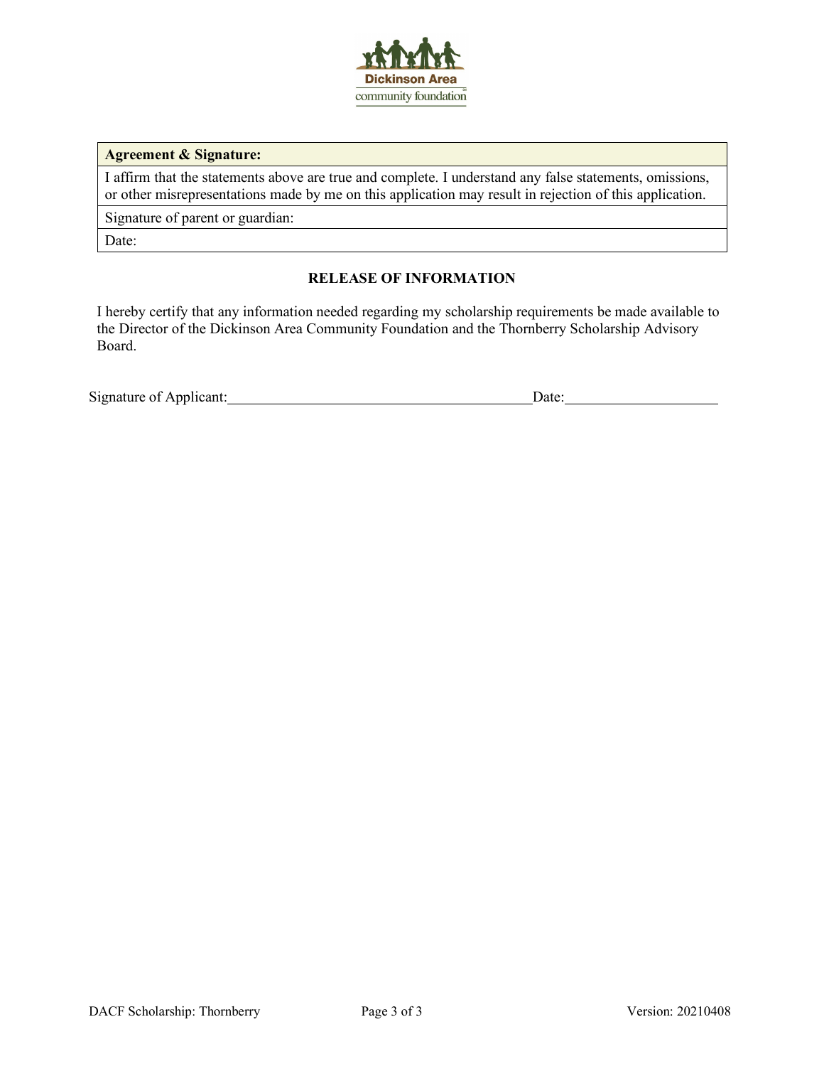| **Agreement & Signature:** |
| --- |
| I affirm that the statements above are true and complete. I understand any false statements, omissions, or other misrepresentations made by me on this application may result in rejection of this application. |
| Signature of parent or guardian: |
| Date: |

**RELEASE OF INFORMATION**

I hereby certify that any information needed regarding my scholarship requirements be made available to the Director of the Dickinson Area Community Foundation and the Thornberry Scholarship Advisory Board.

Signature of Applicant:__________________________________________Date:_____________________